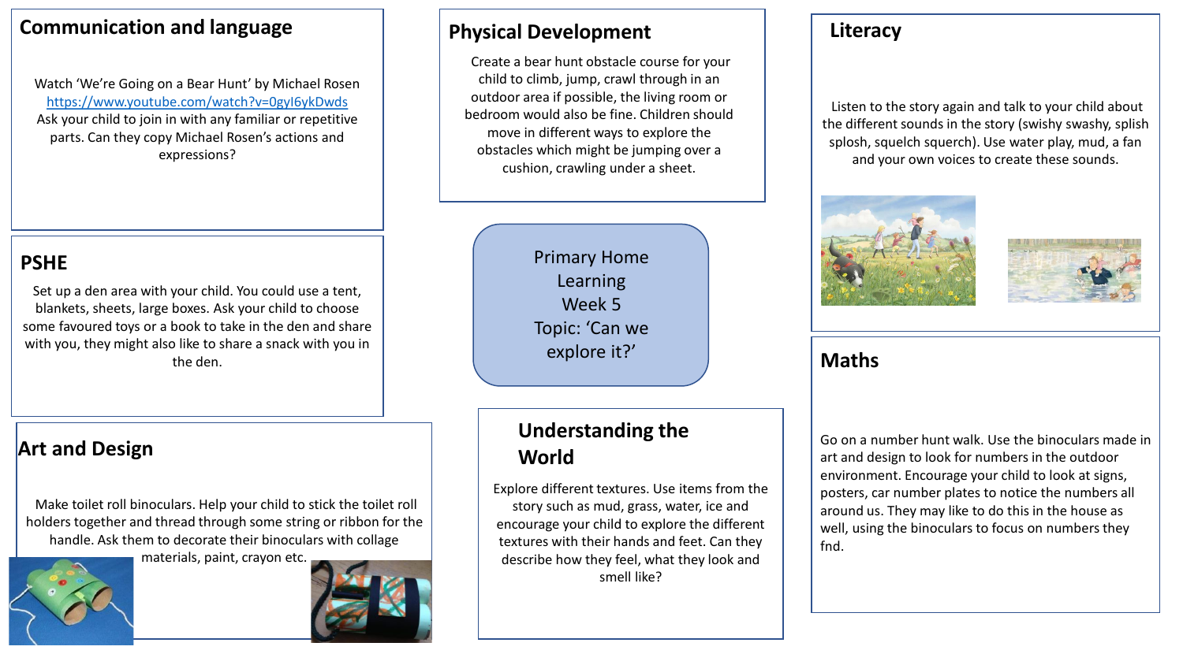# Primary Home Learning Week 5

# Topic: 'Can we explore it?'

## Communication and language

Watch 'We're Going on a Bear Hunt' by Michael Rosen
https://www.youtube.com/watch?v=0gyI6ykDwds
Ask your child to join in with any familiar or repetitive parts. Can they copy Michael Rosen's actions and expressions?

## PSHE

Set up a den area with your child. You could use a tent, blankets, sheets, large boxes. Ask your child to choose some favoured toys or a book to take in the den and share with you, they might also like to share a snack with you in the den.

## Art and Design

Make toilet roll binoculars. Help your child to stick the toilet roll holders together and thread through some string or ribbon for the handle. Ask them to decorate their binoculars with collage materials, paint, crayon etc.

## Physical Development

Create a bear hunt obstacle course for your child to climb, jump, crawl through in an outdoor area if possible, the living room or bedroom would also be fine. Children should move in different ways to explore the obstacles which might be jumping over a cushion, crawling under a sheet.

## Understanding the World

Explore different textures. Use items from the story such as mud, grass, water, ice and encourage your child to explore the different textures with their hands and feet. Can they describe how they feel, what they look and smell like?

## Literacy

Listen to the story again and talk to your child about the different sounds in the story (swishy swashy, splish splosh, squelch squerch). Use water play, mud, a fan and your own voices to create these sounds.

## Maths

Go on a number hunt walk. Use the binoculars made in art and design to look for numbers in the outdoor environment. Encourage your child to look at signs, posters, car number plates to notice the numbers all around us. They may like to do this in the house as well, using the binoculars to focus on numbers they fnd.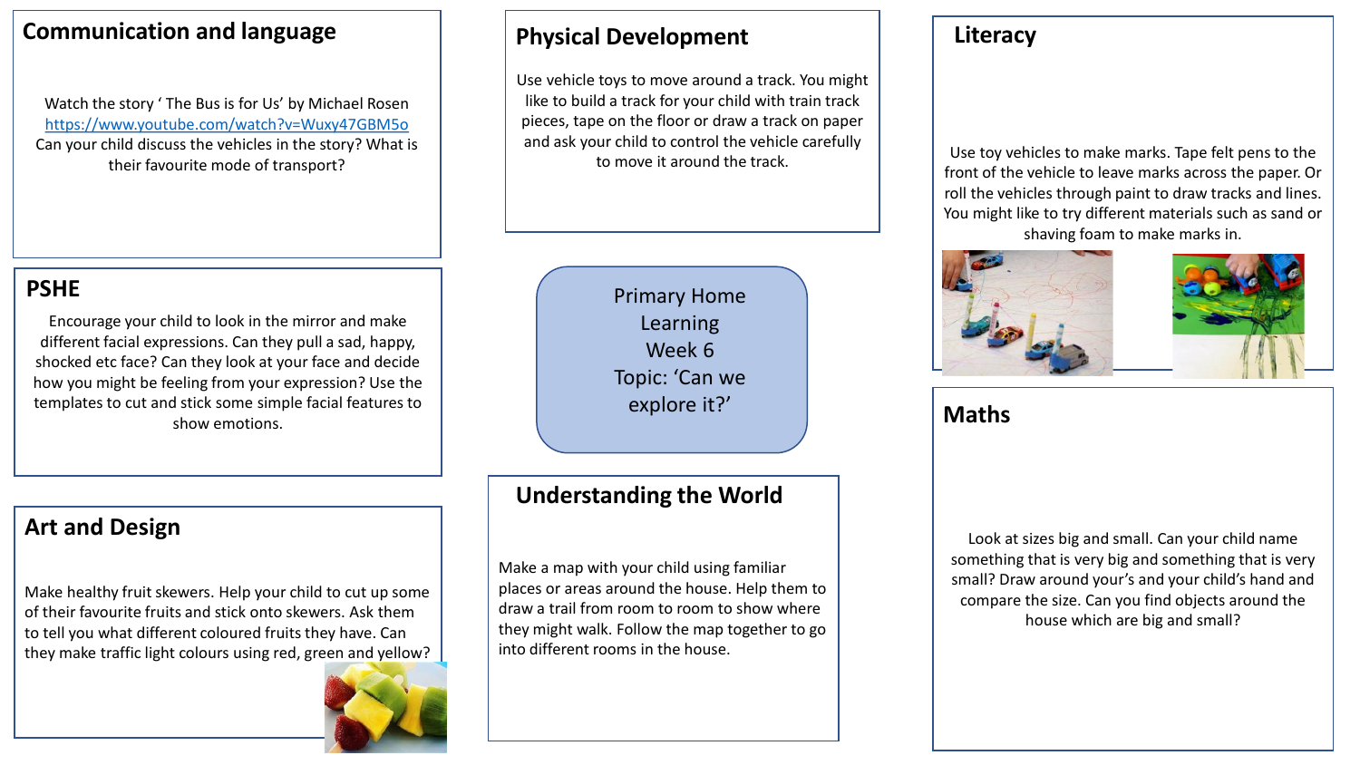# Primary Home Learning Week 6

Topic: 'Can we explore it?'

## Communication and language

Watch the story ' The Bus is for Us' by Michael Rosen
https://www.youtube.com/watch?v=Wuxy47GBM5o
Can your child discuss the vehicles in the story? What is their favourite mode of transport?

## Physical Development

Use vehicle toys to move around a track. You might like to build a track for your child with train track pieces, tape on the floor or draw a track on paper and ask your child to control the vehicle carefully to move it around the track.

## Literacy

Use toy vehicles to make marks. Tape felt pens to the front of the vehicle to leave marks across the paper. Or roll the vehicles through paint to draw tracks and lines. You might like to try different materials such as sand or shaving foam to make marks in.

## PSHE

Encourage your child to look in the mirror and make different facial expressions. Can they pull a sad, happy, shocked etc face? Can they look at your face and decide how you might be feeling from your expression? Use the templates to cut and stick some simple facial features to show emotions.

## Maths

Look at sizes big and small. Can your child name something that is very big and something that is very small? Draw around your's and your child's hand and compare the size. Can you find objects around the house which are big and small?

## Art and Design

Make healthy fruit skewers. Help your child to cut up some of their favourite fruits and stick onto skewers. Ask them to tell you what different coloured fruits they have. Can they make traffic light colours using red, green and yellow?

## Understanding the World

Make a map with your child using familiar places or areas around the house. Help them to draw a trail from room to room to show where they might walk. Follow the map together to go into different rooms in the house.